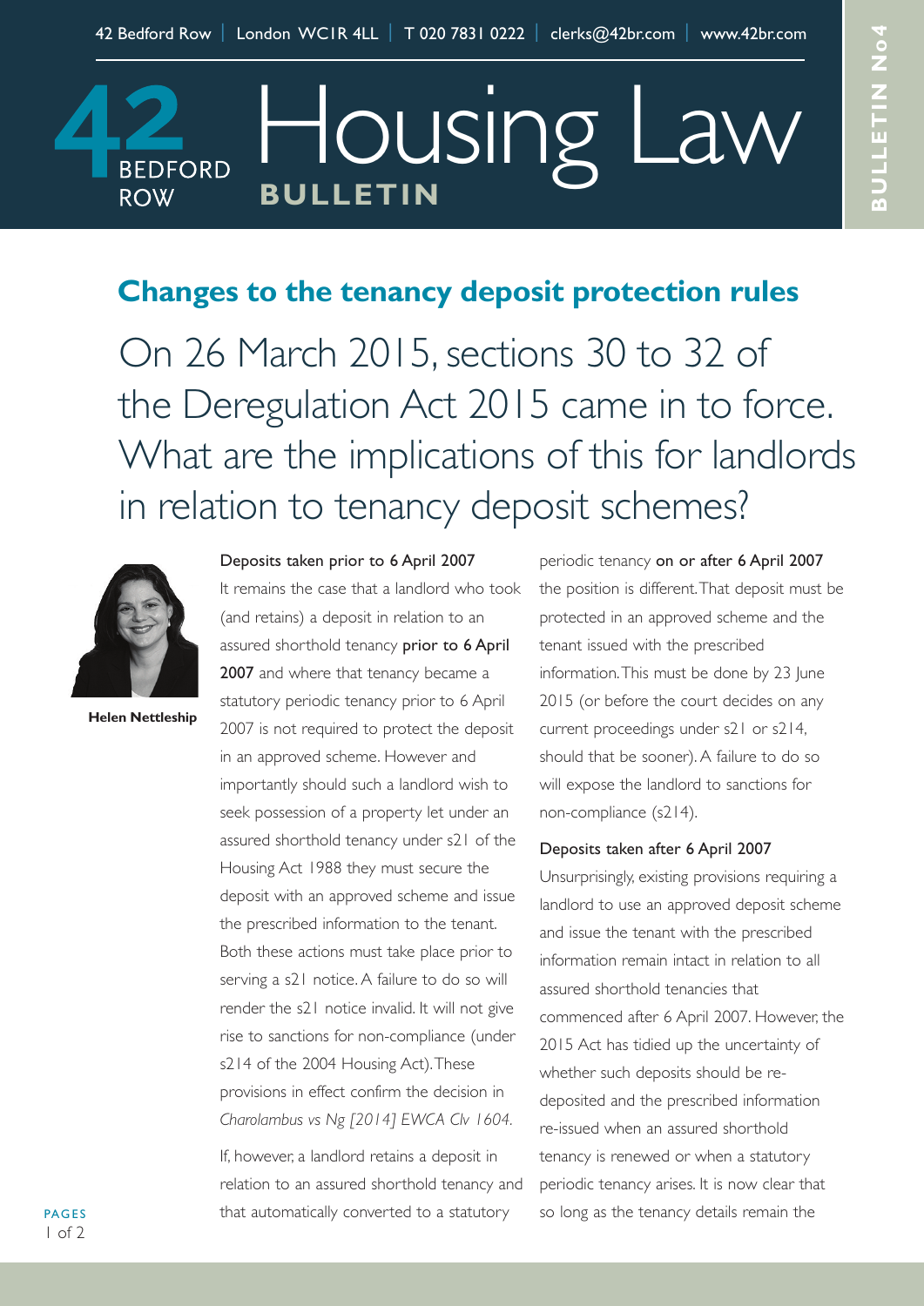42 Bedford Row | London WC1R 4LL | T 020 7831 0222 | clerks@42br.com | www.42br.com

# 42 Bedford Row Housing Law BULLETIN

BULLETIN No4

## Changes to the tenancy deposit protection rules

On 26 March 2015, sections 30 to 32 of the Deregulation Act 2015 came in to force. What are the implications of this for landlords in relation to tenancy deposit schemes?

**Helen Nettleship**

### Deposits taken prior to 6 April 2007

It remains the case that a landlord who took (and retains) a deposit in relation to an assured shorthold tenancy **prior to 6 April 2007** and where that tenancy became a statutory periodic tenancy prior to 6 April 2007 is not required to protect the deposit in an approved scheme. However and importantly should such a landlord wish to seek possession of a property let under an assured shorthold tenancy under s21 of the Housing Act 1988 they must secure the deposit with an approved scheme and issue the prescribed information to the tenant. Both these actions must take place prior to serving a s21 notice. A failure to do so will render the s21 notice invalid. It will not give rise to sanctions for non-compliance (under s214 of the 2004 Housing Act). These provisions in effect confirm the decision in *Charolambus vs Ng [2014] EWCA Civ 1604.*

If, however, a landlord retains a deposit in relation to an assured shorthold tenancy and that automatically converted to a statutory periodic tenancy **on or after 6 April 2007** the position is different. That deposit must be protected in an approved scheme and the tenant issued with the prescribed information. This must be done by 23 June 2015 (or before the court decides on any current proceedings under s21 or s214, should that be sooner). A failure to do so will expose the landlord to sanctions for non-compliance (s214).

### Deposits taken after 6 April 2007

Unsurprisingly, existing provisions requiring a landlord to use an approved deposit scheme and issue the tenant with the prescribed information remain intact in relation to all assured shorthold tenancies that commenced after 6 April 2007. However, the 2015 Act has tidied up the uncertainty of whether such deposits should be re-deposited and the prescribed information re-issued when an assured shorthold tenancy is renewed or when a statutory periodic tenancy arises. It is now clear that so long as the tenancy details remain the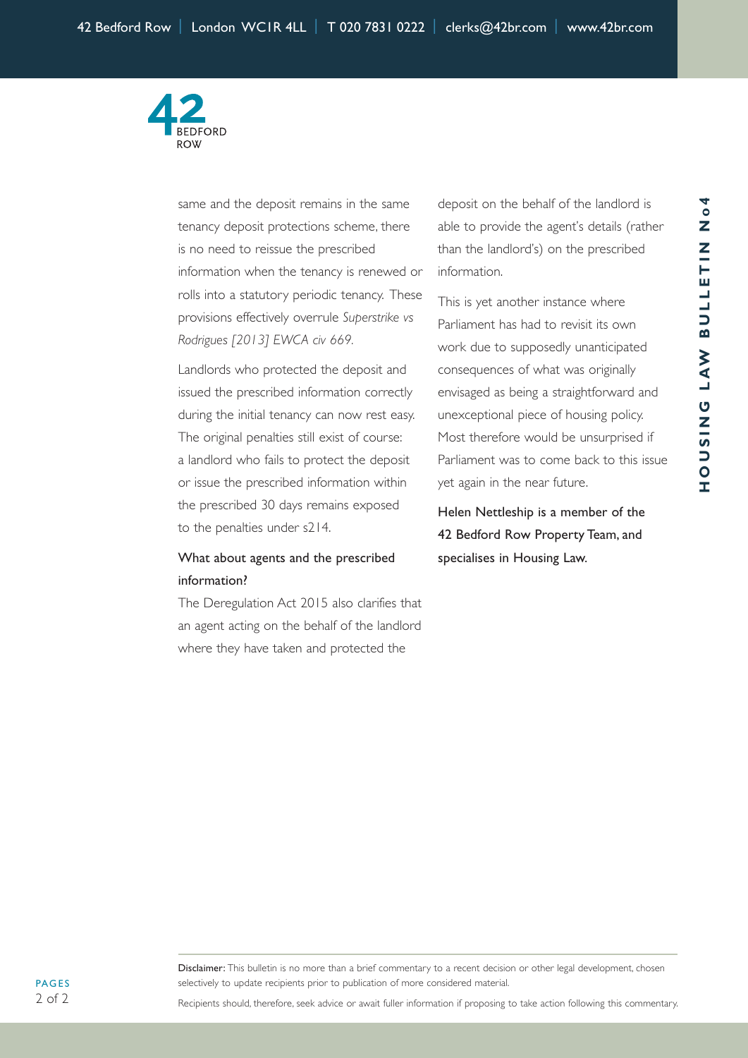same and the deposit remains in the same tenancy deposit protections scheme, there is no need to reissue the prescribed information when the tenancy is renewed or rolls into a statutory periodic tenancy. These provisions effectively overrule *Superstrike vs Rodrigues [2013] EWCA civ 669.*

Landlords who protected the deposit and issued the prescribed information correctly during the initial tenancy can now rest easy. The original penalties still exist of course: a landlord who fails to protect the deposit or issue the prescribed information within the prescribed 30 days remains exposed to the penalties under s214.

### What about agents and the prescribed information?

The Deregulation Act 2015 also clarifies that an agent acting on the behalf of the landlord where they have taken and protected the deposit on the behalf of the landlord is able to provide the agent's details (rather than the landlord's) on the prescribed information.

This is yet another instance where Parliament has had to revisit its own work due to supposedly unanticipated consequences of what was originally envisaged as being a straightforward and unexceptional piece of housing policy. Most therefore would be unsurprised if Parliament was to come back to this issue yet again in the near future.

Helen Nettleship is a member of the 42 Bedford Row Property Team, and specialises in Housing Law.

**Disclaimer:** This bulletin is no more than a brief commentary to a recent decision or other legal development, chosen selectively to update recipients prior to publication of more considered material.

Recipients should, therefore, seek advice or await fuller information if proposing to take action following this commentary.